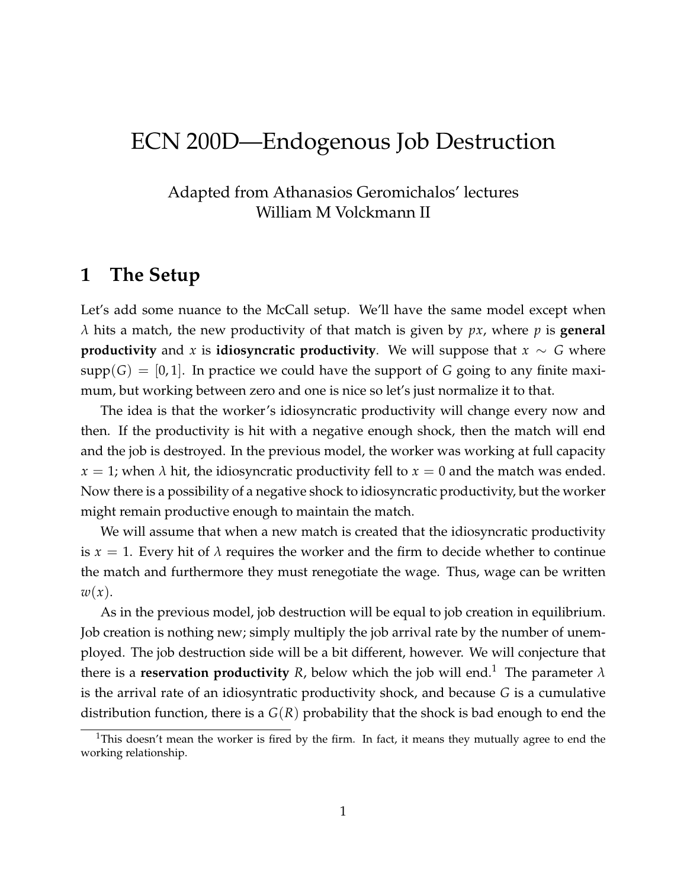# ECN 200D—Endogenous Job Destruction

Adapted from Athanasios Geromichalos' lectures
William M Volckmann II

## 1 The Setup

Let's add some nuance to the McCall setup. We'll have the same model except when $\lambda$ hits a match, the new productivity of that match is given by $px$, where $p$ is **general productivity** and $x$ is **idiosyncratic productivity**. We will suppose that $x \sim G$ where $\text{supp}(G) = [0, 1]$. In practice we could have the support of $G$ going to any finite maximum, but working between zero and one is nice so let's just normalize it to that.

The idea is that the worker's idiosyncratic productivity will change every now and then. If the productivity is hit with a negative enough shock, then the match will end and the job is destroyed. In the previous model, the worker was working at full capacity $x = 1$; when $\lambda$ hit, the idiosyncratic productivity fell to $x = 0$ and the match was ended. Now there is a possibility of a negative shock to idiosyncratic productivity, but the worker might remain productive enough to maintain the match.

We will assume that when a new match is created that the idiosyncratic productivity is $x = 1$. Every hit of $\lambda$ requires the worker and the firm to decide whether to continue the match and furthermore they must renegotiate the wage. Thus, wage can be written $w(x)$.

As in the previous model, job destruction will be equal to job creation in equilibrium. Job creation is nothing new; simply multiply the job arrival rate by the number of unemployed. The job destruction side will be a bit different, however. We will conjecture that there is a **reservation productivity** $R$, below which the job will end.[1] The parameter $\lambda$ is the arrival rate of an idiosyntratic productivity shock, and because $G$ is a cumulative distribution function, there is a $G(R)$ probability that the shock is bad enough to end the

[1] This doesn't mean the worker is fired by the firm. In fact, it means they mutually agree to end the working relationship.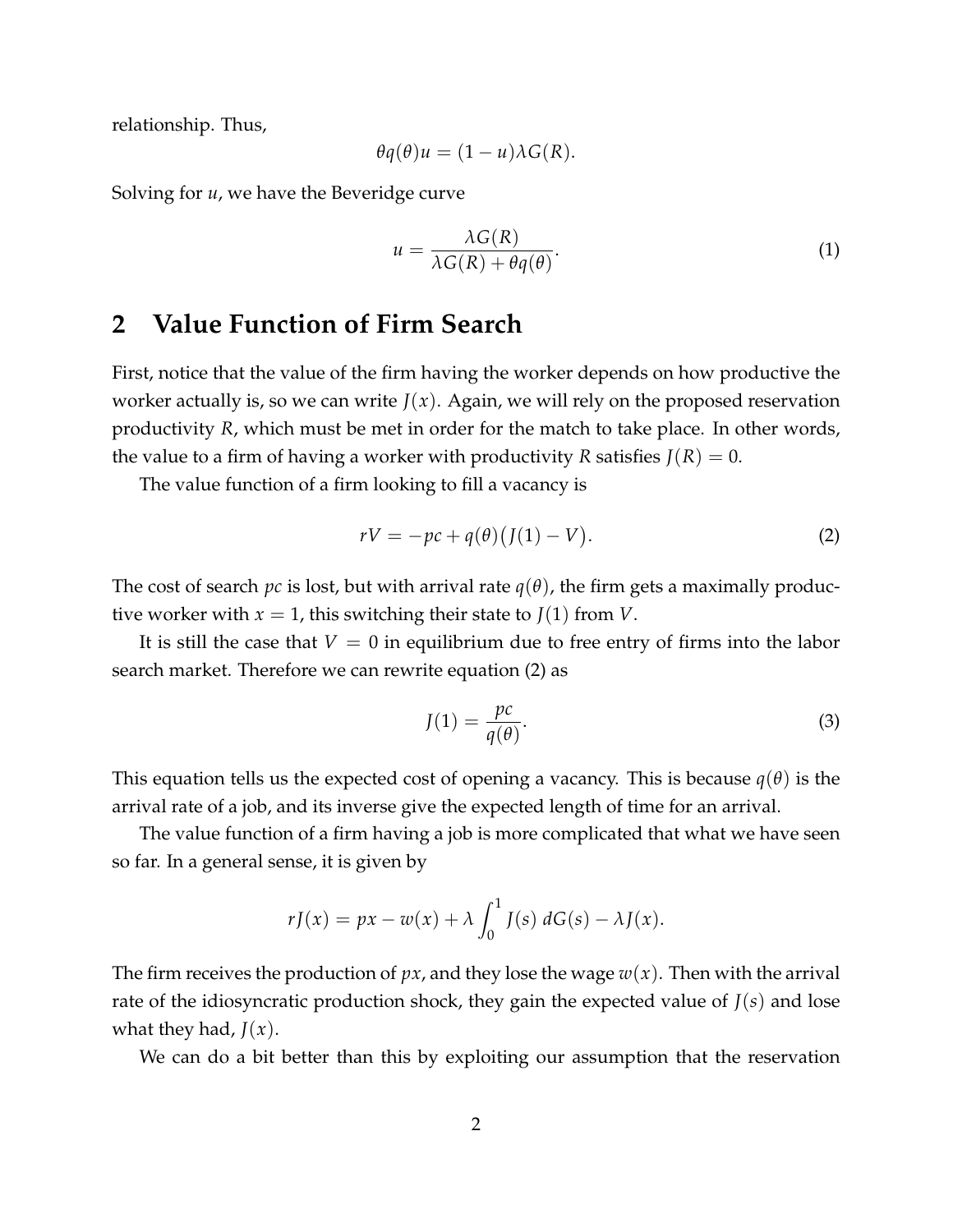relationship. Thus,

$$\theta q(\theta) u = (1-u)\lambda G(R).$$

Solving for $u$, we have the Beveridge curve

$$u = \frac{\lambda G(R)}{\lambda G(R) + \theta q(\theta)}. \tag{1}$$

## 2 Value Function of Firm Search

First, notice that the value of the firm having the worker depends on how productive the worker actually is, so we can write $J(x)$. Again, we will rely on the proposed reservation productivity $R$, which must be met in order for the match to take place. In other words, the value to a firm of having a worker with productivity $R$ satisfies $J(R) = 0$.

The value function of a firm looking to fill a vacancy is

$$rV = -pc + q(\theta)\big(J(1) - V\big). \tag{2}$$

The cost of search $pc$ is lost, but with arrival rate $q(\theta)$, the firm gets a maximally productive worker with $x = 1$, this switching their state to $J(1)$ from $V$.

It is still the case that $V = 0$ in equilibrium due to free entry of firms into the labor search market. Therefore we can rewrite equation (2) as

$$J(1) = \frac{pc}{q(\theta)}. \tag{3}$$

This equation tells us the expected cost of opening a vacancy. This is because $q(\theta)$ is the arrival rate of a job, and its inverse give the expected length of time for an arrival.

The value function of a firm having a job is more complicated that what we have seen so far. In a general sense, it is given by

$$rJ(x) = px - w(x) + \lambda \int_0^1 J(s)\, dG(s) - \lambda J(x).$$

The firm receives the production of $px$, and they lose the wage $w(x)$. Then with the arrival rate of the idiosyncratic production shock, they gain the expected value of $J(s)$ and lose what they had, $J(x)$.

We can do a bit better than this by exploiting our assumption that the reservation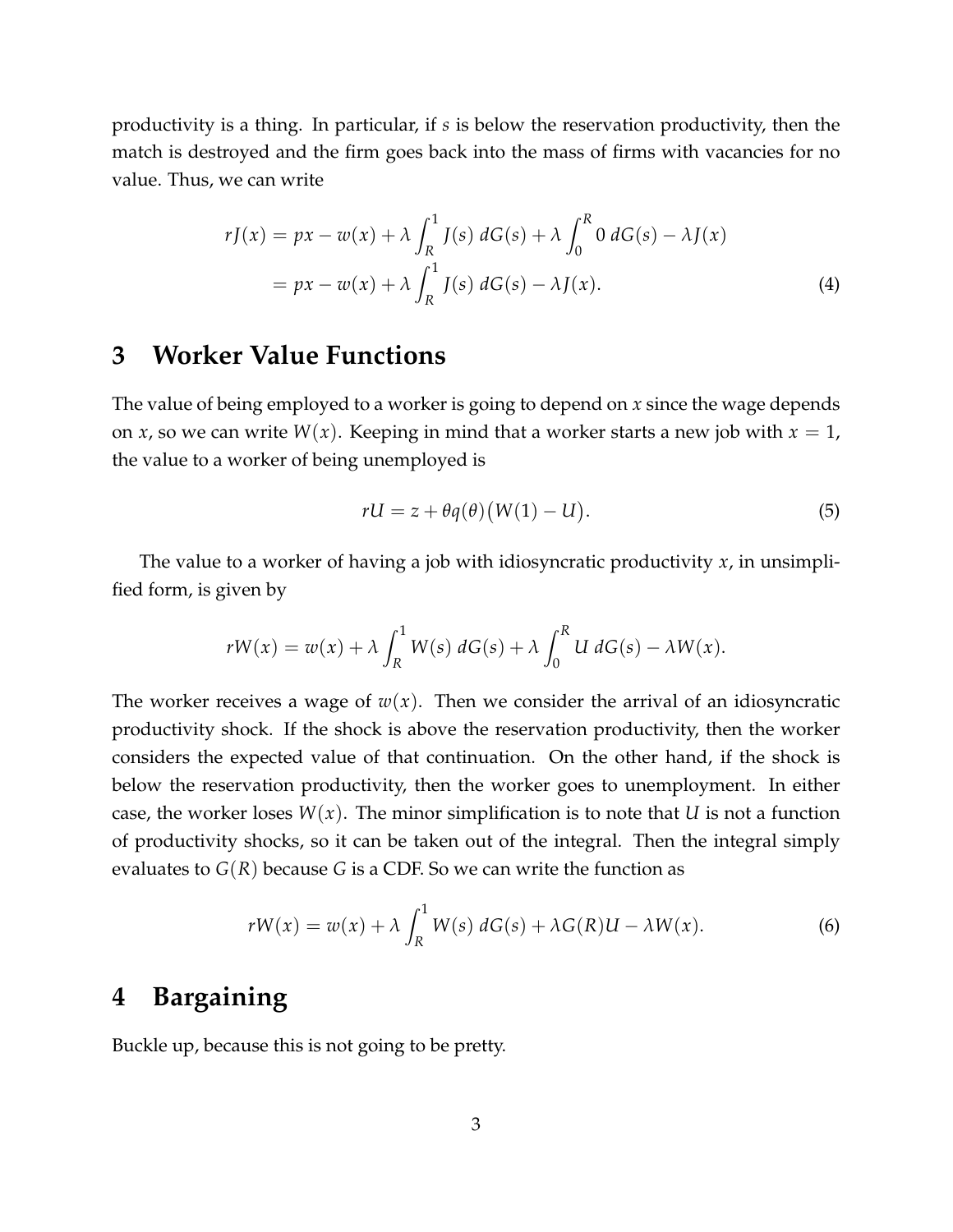productivity is a thing. In particular, if $s$ is below the reservation productivity, then the match is destroyed and the firm goes back into the mass of firms with vacancies for no value. Thus, we can write

$$
\begin{aligned}
rJ(x) &= px - w(x) + \lambda \int_R^1 J(s)\, dG(s) + \lambda \int_0^R 0\, dG(s) - \lambda J(x) \\
&= px - w(x) + \lambda \int_R^1 J(s)\, dG(s) - \lambda J(x). \qquad (4)
\end{aligned}
$$

# 3 Worker Value Functions

The value of being employed to a worker is going to depend on $x$ since the wage depends on $x$, so we can write $W(x)$. Keeping in mind that a worker starts a new job with $x = 1$, the value to a worker of being unemployed is

$$
rU = z + \theta q(\theta)\big(W(1) - U\big). \qquad (5)
$$

The value to a worker of having a job with idiosyncratic productivity $x$, in unsimplified form, is given by

$$
rW(x) = w(x) + \lambda \int_R^1 W(s)\, dG(s) + \lambda \int_0^R U\, dG(s) - \lambda W(x).
$$

The worker receives a wage of $w(x)$. Then we consider the arrival of an idiosyncratic productivity shock. If the shock is above the reservation productivity, then the worker considers the expected value of that continuation. On the other hand, if the shock is below the reservation productivity, then the worker goes to unemployment. In either case, the worker loses $W(x)$. The minor simplification is to note that $U$ is not a function of productivity shocks, so it can be taken out of the integral. Then the integral simply evaluates to $G(R)$ because $G$ is a CDF. So we can write the function as

$$
rW(x) = w(x) + \lambda \int_R^1 W(s)\, dG(s) + \lambda G(R)U - \lambda W(x). \qquad (6)
$$

# 4 Bargaining

Buckle up, because this is not going to be pretty.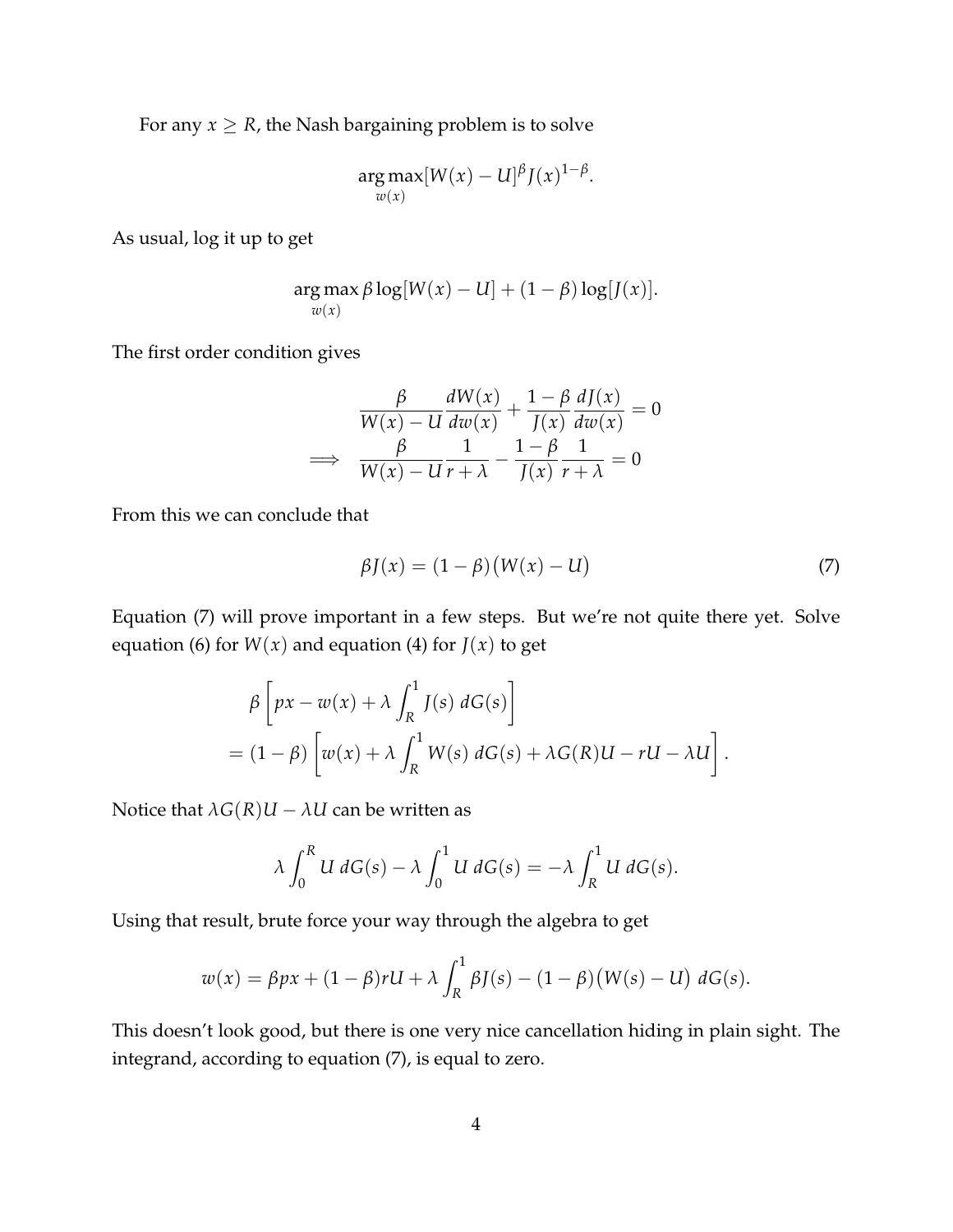For any $x \geq R$, the Nash bargaining problem is to solve

$$\arg\max_{w(x)} [W(x) - U]^{\beta} J(x)^{1-\beta}.$$

As usual, log it up to get

$$\arg\max_{w(x)} \beta \log[W(x) - U] + (1 - \beta) \log[J(x)].$$

The first order condition gives

$$\begin{aligned}
& \frac{\beta}{W(x) - U} \frac{dW(x)}{dw(x)} + \frac{1-\beta}{J(x)} \frac{dJ(x)}{dw(x)} = 0 \\
\implies \quad & \frac{\beta}{W(x) - U} \frac{1}{r + \lambda} - \frac{1-\beta}{J(x)} \frac{1}{r + \lambda} = 0
\end{aligned}$$

From this we can conclude that

$$\beta J(x) = (1 - \beta)\big(W(x) - U\big) \tag{7}$$

Equation (7) will prove important in a few steps. But we're not quite there yet. Solve equation (6) for $W(x)$ and equation (4) for $J(x)$ to get

$$\begin{aligned}
& \beta \left[ px - w(x) + \lambda \int_R^1 J(s) \, dG(s) \right] \\
& = (1 - \beta) \left[ w(x) + \lambda \int_R^1 W(s) \, dG(s) + \lambda G(R) U - rU - \lambda U \right].
\end{aligned}$$

Notice that $\lambda G(R)U - \lambda U$ can be written as

$$\lambda \int_0^R U \, dG(s) - \lambda \int_0^1 U \, dG(s) = -\lambda \int_R^1 U \, dG(s).$$

Using that result, brute force your way through the algebra to get

$$w(x) = \beta px + (1 - \beta) rU + \lambda \int_R^1 \beta J(s) - (1 - \beta)\big(W(s) - U\big) \, dG(s).$$

This doesn't look good, but there is one very nice cancellation hiding in plain sight. The integrand, according to equation (7), is equal to zero.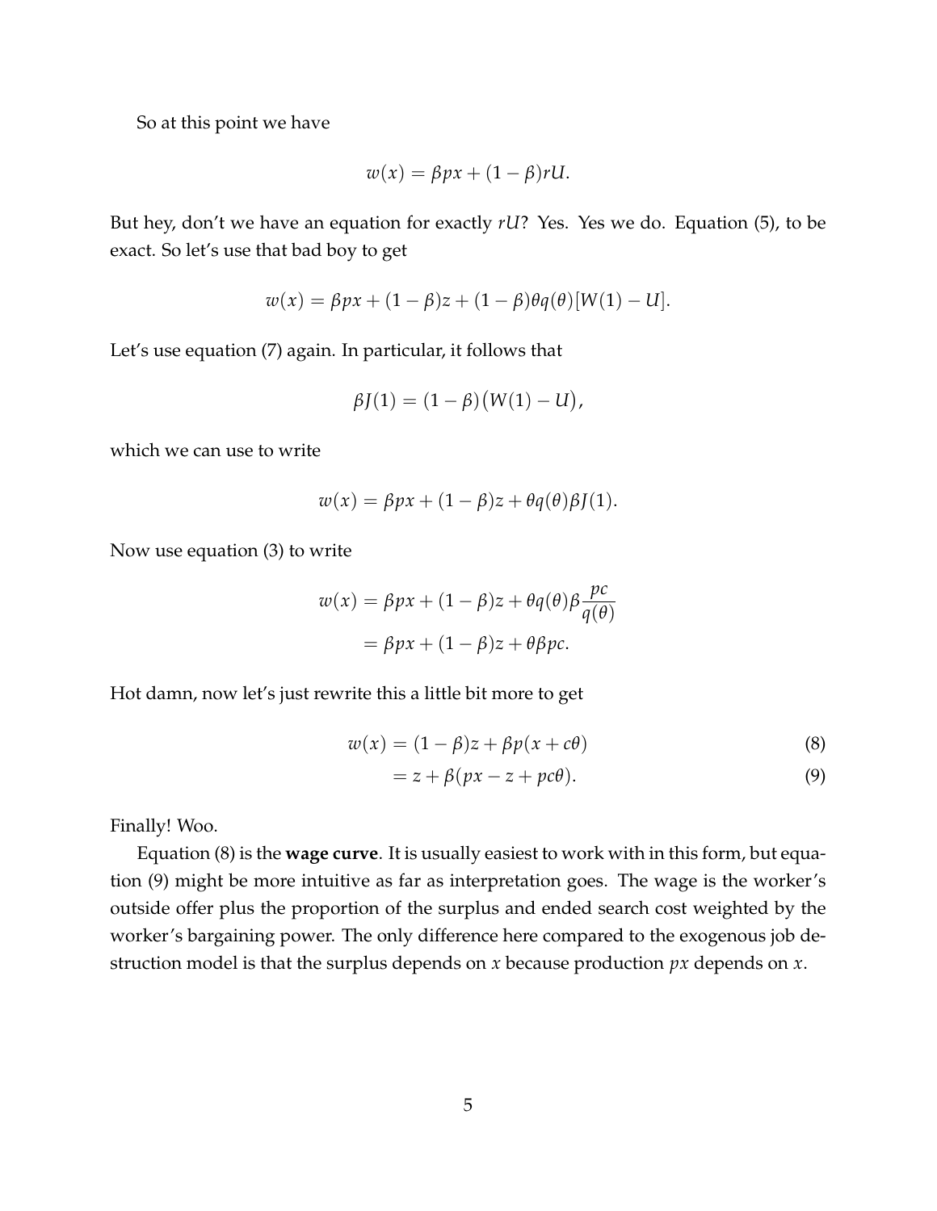So at this point we have

$$w(x) = \beta px + (1-\beta)rU.$$

But hey, don't we have an equation for exactly $rU$? Yes. Yes we do. Equation (5), to be exact. So let's use that bad boy to get

$$w(x) = \beta px + (1-\beta)z + (1-\beta)\theta q(\theta)[W(1) - U].$$

Let's use equation (7) again. In particular, it follows that

$$\beta J(1) = (1-\beta)\big(W(1) - U\big),$$

which we can use to write

$$w(x) = \beta px + (1-\beta)z + \theta q(\theta)\beta J(1).$$

Now use equation (3) to write

$$\begin{aligned} w(x) &= \beta px + (1-\beta)z + \theta q(\theta)\beta \frac{pc}{q(\theta)} \\ &= \beta px + (1-\beta)z + \theta\beta pc. \end{aligned}$$

Hot damn, now let's just rewrite this a little bit more to get

$$\begin{aligned} w(x) &= (1-\beta)z + \beta p(x + c\theta) &\quad (8) \\ &= z + \beta(px - z + pc\theta). &\quad (9) \end{aligned}$$

Finally! Woo.

Equation (8) is the **wage curve**. It is usually easiest to work with in this form, but equation (9) might be more intuitive as far as interpretation goes. The wage is the worker's outside offer plus the proportion of the surplus and ended search cost weighted by the worker's bargaining power. The only difference here compared to the exogenous job destruction model is that the surplus depends on $x$ because production $px$ depends on $x$.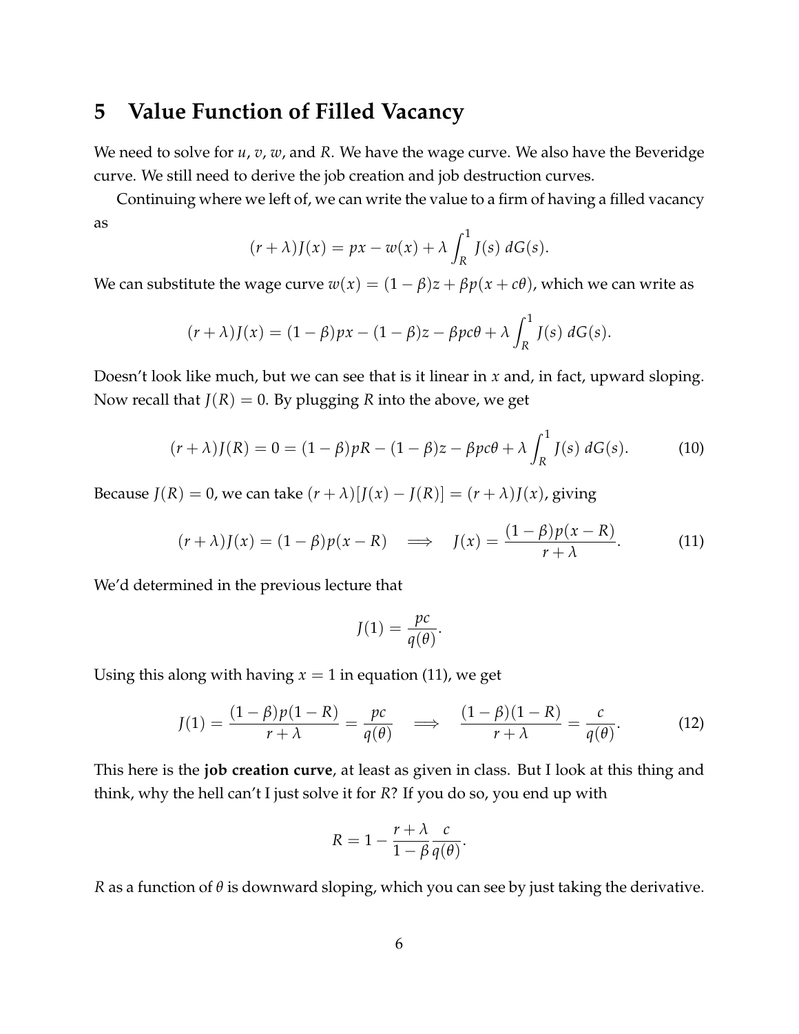## 5 Value Function of Filled Vacancy

We need to solve for $u$, $v$, $w$, and $R$. We have the wage curve. We also have the Beveridge curve. We still need to derive the job creation and job destruction curves.

Continuing where we left of, we can write the value to a firm of having a filled vacancy as

$$(r+\lambda)J(x) = px - w(x) + \lambda \int_R^1 J(s)\, dG(s).$$

We can substitute the wage curve $w(x) = (1-\beta)z + \beta p(x + c\theta)$, which we can write as

$$(r+\lambda)J(x) = (1-\beta)px - (1-\beta)z - \beta pc\theta + \lambda \int_R^1 J(s)\, dG(s).$$

Doesn't look like much, but we can see that is it linear in $x$ and, in fact, upward sloping. Now recall that $J(R) = 0$. By plugging $R$ into the above, we get

$$(r+\lambda)J(R) = 0 = (1-\beta)pR - (1-\beta)z - \beta pc\theta + \lambda \int_R^1 J(s)\, dG(s). \tag{10}$$

Because $J(R) = 0$, we can take $(r+\lambda)[J(x) - J(R)] = (r+\lambda)J(x)$, giving

$$(r+\lambda)J(x) = (1-\beta)p(x-R) \quad \Longrightarrow \quad J(x) = \frac{(1-\beta)p(x-R)}{r+\lambda}. \tag{11}$$

We'd determined in the previous lecture that

$$J(1) = \frac{pc}{q(\theta)}.$$

Using this along with having $x = 1$ in equation (11), we get

$$J(1) = \frac{(1-\beta)p(1-R)}{r+\lambda} = \frac{pc}{q(\theta)} \quad \Longrightarrow \quad \frac{(1-\beta)(1-R)}{r+\lambda} = \frac{c}{q(\theta)}. \tag{12}$$

This here is the **job creation curve**, at least as given in class. But I look at this thing and think, why the hell can't I just solve it for $R$? If you do so, you end up with

$$R = 1 - \frac{r+\lambda}{1-\beta}\frac{c}{q(\theta)}.$$

$R$ as a function of $\theta$ is downward sloping, which you can see by just taking the derivative.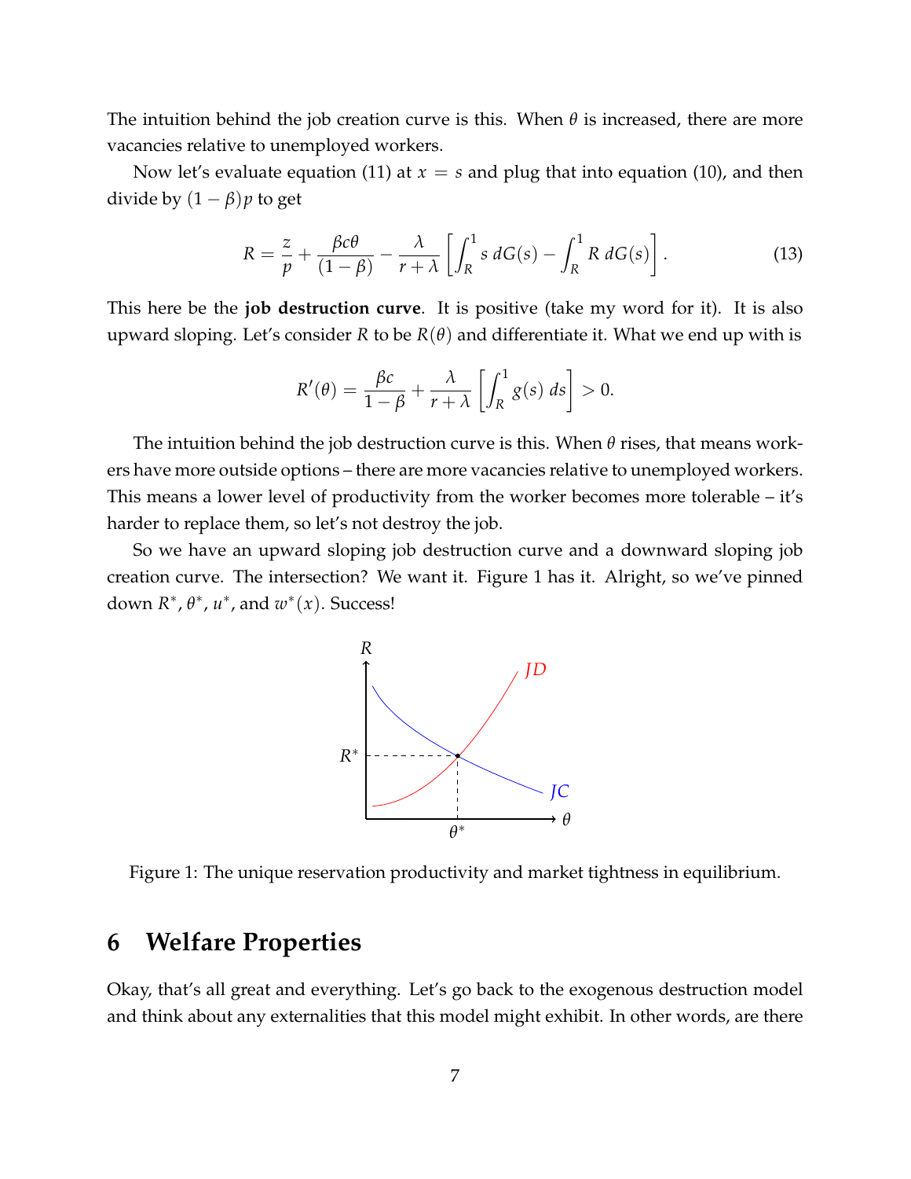The intuition behind the job creation curve is this. When $\theta$ is increased, there are more vacancies relative to unemployed workers.

Now let's evaluate equation (11) at $x = s$ and plug that into equation (10), and then divide by $(1-\beta)p$ to get

$$R = \frac{z}{p} + \frac{\beta c \theta}{(1-\beta)} - \frac{\lambda}{r+\lambda}\left[\int_R^1 s\, dG(s) - \int_R^1 R\, dG(s)\right]. \tag{13}$$

This here be the **job destruction curve**. It is positive (take my word for it). It is also upward sloping. Let's consider $R$ to be $R(\theta)$ and differentiate it. What we end up with is

$$R'(\theta) = \frac{\beta c}{1-\beta} + \frac{\lambda}{r+\lambda}\left[\int_R^1 g(s)\, ds\right] > 0.$$

The intuition behind the job destruction curve is this. When $\theta$ rises, that means workers have more outside options – there are more vacancies relative to unemployed workers. This means a lower level of productivity from the worker becomes more tolerable – it's harder to replace them, so let's not destroy the job.

So we have an upward sloping job destruction curve and a downward sloping job creation curve. The intersection? We want it. Figure 1 has it. Alright, so we've pinned down $R^*$, $\theta^*$, $u^*$, and $w^*(x)$. Success!

Figure 1: The unique reservation productivity and market tightness in equilibrium.

## 6 Welfare Properties

Okay, that's all great and everything. Let's go back to the exogenous destruction model and think about any externalities that this model might exhibit. In other words, are there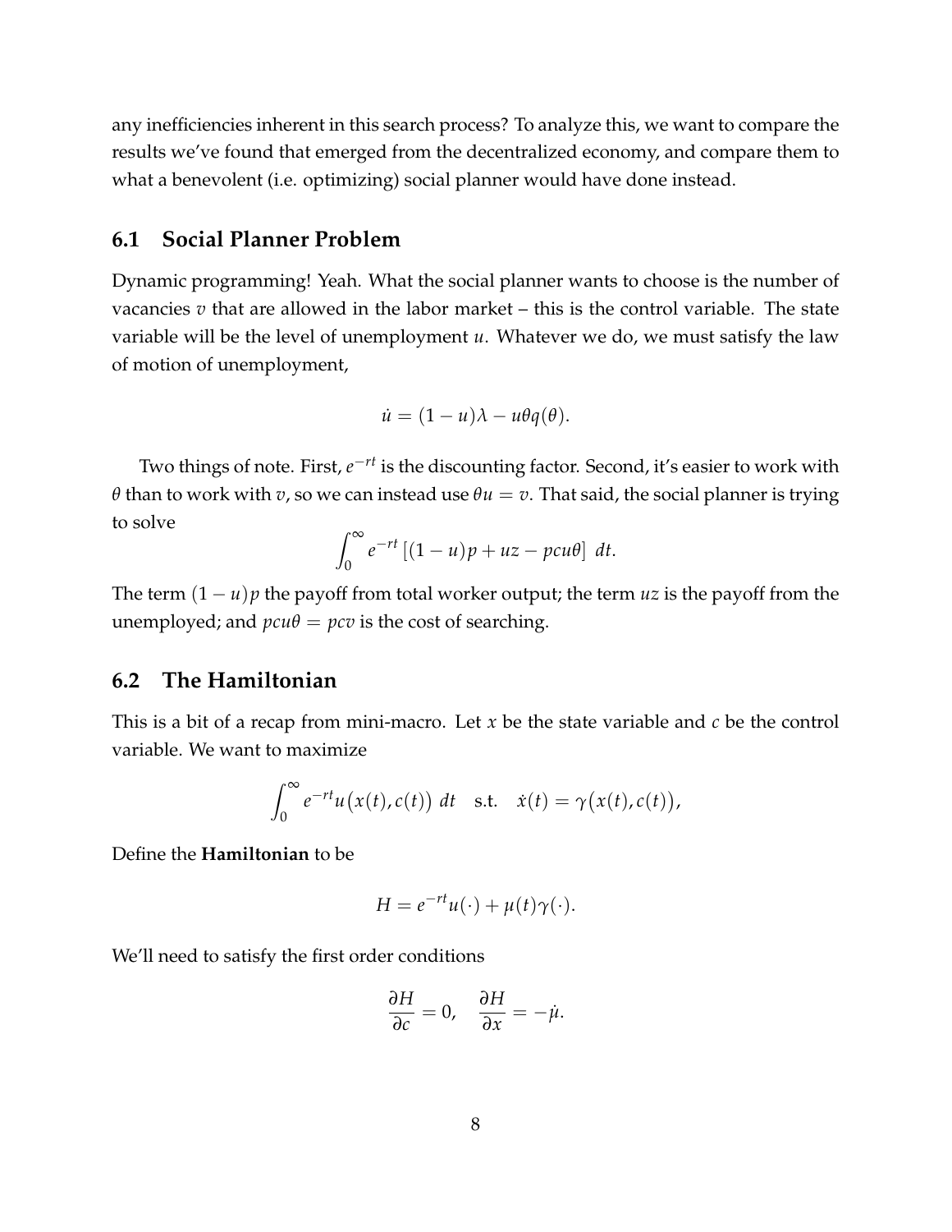any inefficiencies inherent in this search process? To analyze this, we want to compare the results we've found that emerged from the decentralized economy, and compare them to what a benevolent (i.e. optimizing) social planner would have done instead.

## 6.1 Social Planner Problem

Dynamic programming! Yeah. What the social planner wants to choose is the number of vacancies $v$ that are allowed in the labor market – this is the control variable. The state variable will be the level of unemployment $u$. Whatever we do, we must satisfy the law of motion of unemployment,

$$\dot{u} = (1-u)\lambda - u\theta q(\theta).$$

Two things of note. First, $e^{-rt}$ is the discounting factor. Second, it's easier to work with $\theta$ than to work with $v$, so we can instead use $\theta u = v$. That said, the social planner is trying to solve

$$\int_0^\infty e^{-rt}\left[(1-u)p + uz - pcu\theta\right]\, dt.$$

The term $(1-u)p$ the payoff from total worker output; the term $uz$ is the payoff from the unemployed; and $pcu\theta = pcv$ is the cost of searching.

## 6.2 The Hamiltonian

This is a bit of a recap from mini-macro. Let $x$ be the state variable and $c$ be the control variable. We want to maximize

$$\int_0^\infty e^{-rt}u\big(x(t), c(t)\big)\, dt \quad \text{s.t.} \quad \dot{x}(t) = \gamma\big(x(t), c(t)\big),$$

Define the **Hamiltonian** to be

$$H = e^{-rt}u(\cdot) + \mu(t)\gamma(\cdot).$$

We'll need to satisfy the first order conditions

$$\frac{\partial H}{\partial c} = 0, \quad \frac{\partial H}{\partial x} = -\dot{\mu}.$$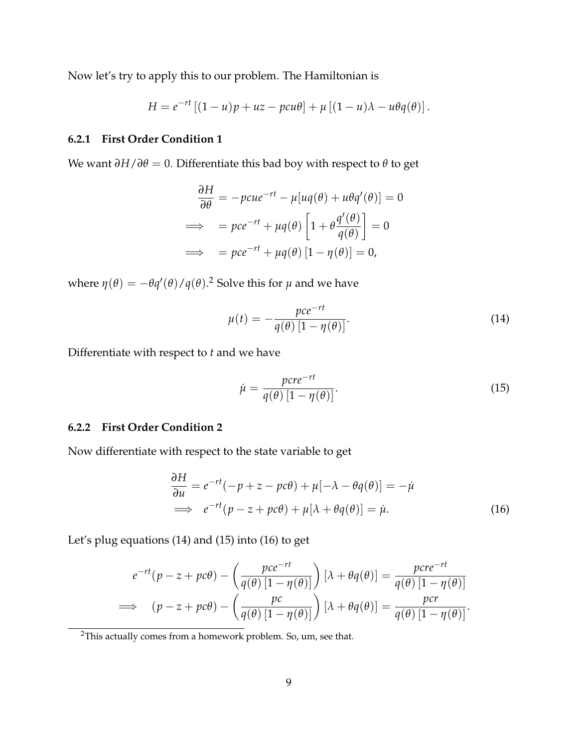Now let's try to apply this to our problem. The Hamiltonian is

$$H = e^{-rt}\left[(1-u)p + uz - pcu\theta\right] + \mu\left[(1-u)\lambda - u\theta q(\theta)\right].$$

### 6.2.1 First Order Condition 1

We want $\partial H/\partial\theta = 0$. Differentiate this bad boy with respect to $\theta$ to get

$$\begin{aligned}
\frac{\partial H}{\partial \theta} &= -pcue^{-rt} - \mu[uq(\theta) + u\theta q'(\theta)] = 0 \\
\implies \quad &= pce^{-rt} + \mu q(\theta)\left[1 + \theta\frac{q'(\theta)}{q(\theta)}\right] = 0 \\
\implies \quad &= pce^{-rt} + \mu q(\theta)\left[1 - \eta(\theta)\right] = 0,
\end{aligned}$$

where $\eta(\theta) = -\theta q'(\theta)/q(\theta)$.[2] Solve this for $\mu$ and we have

$$\mu(t) = -\frac{pce^{-rt}}{q(\theta)\left[1-\eta(\theta)\right]}. \tag{14}$$

Differentiate with respect to $t$ and we have

$$\dot{\mu} = \frac{pcre^{-rt}}{q(\theta)\left[1-\eta(\theta)\right]}. \tag{15}$$

### 6.2.2 First Order Condition 2

Now differentiate with respect to the state variable to get

$$\begin{aligned}
\frac{\partial H}{\partial u} &= e^{-rt}(-p + z - pc\theta) + \mu[-\lambda - \theta q(\theta)] = -\dot{\mu} \\
\implies \quad & e^{-rt}(p - z + pc\theta) + \mu[\lambda + \theta q(\theta)] = \dot{\mu}.
\end{aligned} \tag{16}$$

Let's plug equations (14) and (15) into (16) to get

$$\begin{aligned}
e^{-rt}(p - z + pc\theta) - \left(\frac{pce^{-rt}}{q(\theta)\left[1-\eta(\theta)\right]}\right)\left[\lambda + \theta q(\theta)\right] &= \frac{pcre^{-rt}}{q(\theta)\left[1-\eta(\theta)\right]} \\
\implies \quad (p - z + pc\theta) - \left(\frac{pc}{q(\theta)\left[1-\eta(\theta)\right]}\right)\left[\lambda + \theta q(\theta)\right] &= \frac{pcr}{q(\theta)\left[1-\eta(\theta)\right]}.
\end{aligned}$$

---

[2] This actually comes from a homework problem. So, um, see that.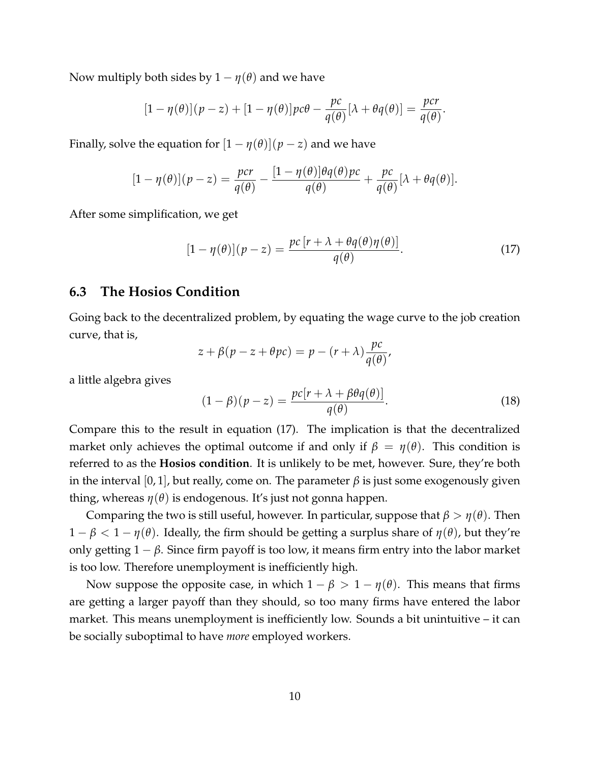Now multiply both sides by $1 - \eta(\theta)$ and we have

$$[1-\eta(\theta)](p-z) + [1-\eta(\theta)]pc\theta - \frac{pc}{q(\theta)}[\lambda + \theta q(\theta)] = \frac{pcr}{q(\theta)}.$$

Finally, solve the equation for $[1-\eta(\theta)](p-z)$ and we have

$$[1-\eta(\theta)](p-z) = \frac{pcr}{q(\theta)} - \frac{[1-\eta(\theta)]\theta q(\theta) pc}{q(\theta)} + \frac{pc}{q(\theta)}[\lambda + \theta q(\theta)].$$

After some simplification, we get

$$[1-\eta(\theta)](p-z) = \frac{pc\,[r + \lambda + \theta q(\theta)\eta(\theta)]}{q(\theta)}. \tag{17}$$

### 6.3 The Hosios Condition

Going back to the decentralized problem, by equating the wage curve to the job creation curve, that is,

$$z + \beta(p - z + \theta pc) = p - (r+\lambda)\frac{pc}{q(\theta)},$$

a little algebra gives

$$(1-\beta)(p-z) = \frac{pc[r + \lambda + \beta\theta q(\theta)]}{q(\theta)}. \tag{18}$$

Compare this to the result in equation (17). The implication is that the decentralized market only achieves the optimal outcome if and only if $\beta = \eta(\theta)$. This condition is referred to as the **Hosios condition**. It is unlikely to be met, however. Sure, they're both in the interval $[0,1]$, but really, come on. The parameter $\beta$ is just some exogenously given thing, whereas $\eta(\theta)$ is endogenous. It's just not gonna happen.

Comparing the two is still useful, however. In particular, suppose that $\beta > \eta(\theta)$. Then $1 - \beta < 1 - \eta(\theta)$. Ideally, the firm should be getting a surplus share of $\eta(\theta)$, but they're only getting $1 - \beta$. Since firm payoff is too low, it means firm entry into the labor market is too low. Therefore unemployment is inefficiently high.

Now suppose the opposite case, in which $1 - \beta > 1 - \eta(\theta)$. This means that firms are getting a larger payoff than they should, so too many firms have entered the labor market. This means unemployment is inefficiently low. Sounds a bit unintuitive – it can be socially suboptimal to have *more* employed workers.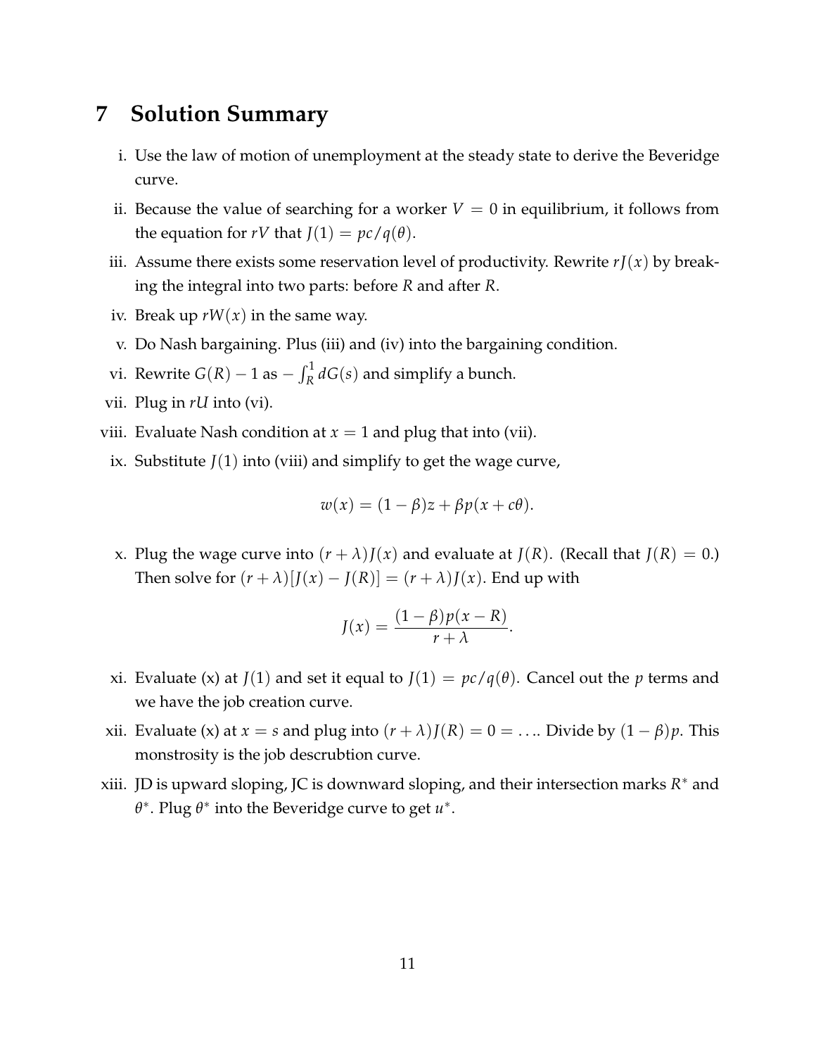## 7 Solution Summary

i. Use the law of motion of unemployment at the steady state to derive the Beveridge curve.

ii. Because the value of searching for a worker $V = 0$ in equilibrium, it follows from the equation for $rV$ that $J(1) = pc/q(\theta)$.

iii. Assume there exists some reservation level of productivity. Rewrite $rJ(x)$ by breaking the integral into two parts: before $R$ and after $R$.

iv. Break up $rW(x)$ in the same way.

v. Do Nash bargaining. Plus (iii) and (iv) into the bargaining condition.

vi. Rewrite $G(R) - 1$ as $-\int_R^1 dG(s)$ and simplify a bunch.

vii. Plug in $rU$ into (vi).

viii. Evaluate Nash condition at $x = 1$ and plug that into (vii).

ix. Substitute $J(1)$ into (viii) and simplify to get the wage curve,

$$w(x) = (1 - \beta)z + \beta p(x + c\theta).$$

x. Plug the wage curve into $(r + \lambda)J(x)$ and evaluate at $J(R)$. (Recall that $J(R) = 0$.) Then solve for $(r + \lambda)[J(x) - J(R)] = (r + \lambda)J(x)$. End up with

$$J(x) = \frac{(1 - \beta)p(x - R)}{r + \lambda}.$$

xi. Evaluate (x) at $J(1)$ and set it equal to $J(1) = pc/q(\theta)$. Cancel out the $p$ terms and we have the job creation curve.

xii. Evaluate (x) at $x = s$ and plug into $(r + \lambda)J(R) = 0 = \ldots$. Divide by $(1 - \beta)p$. This monstrosity is the job descrubtion curve.

xiii. JD is upward sloping, JC is downward sloping, and their intersection marks $R^*$ and $\theta^*$. Plug $\theta^*$ into the Beveridge curve to get $u^*$.